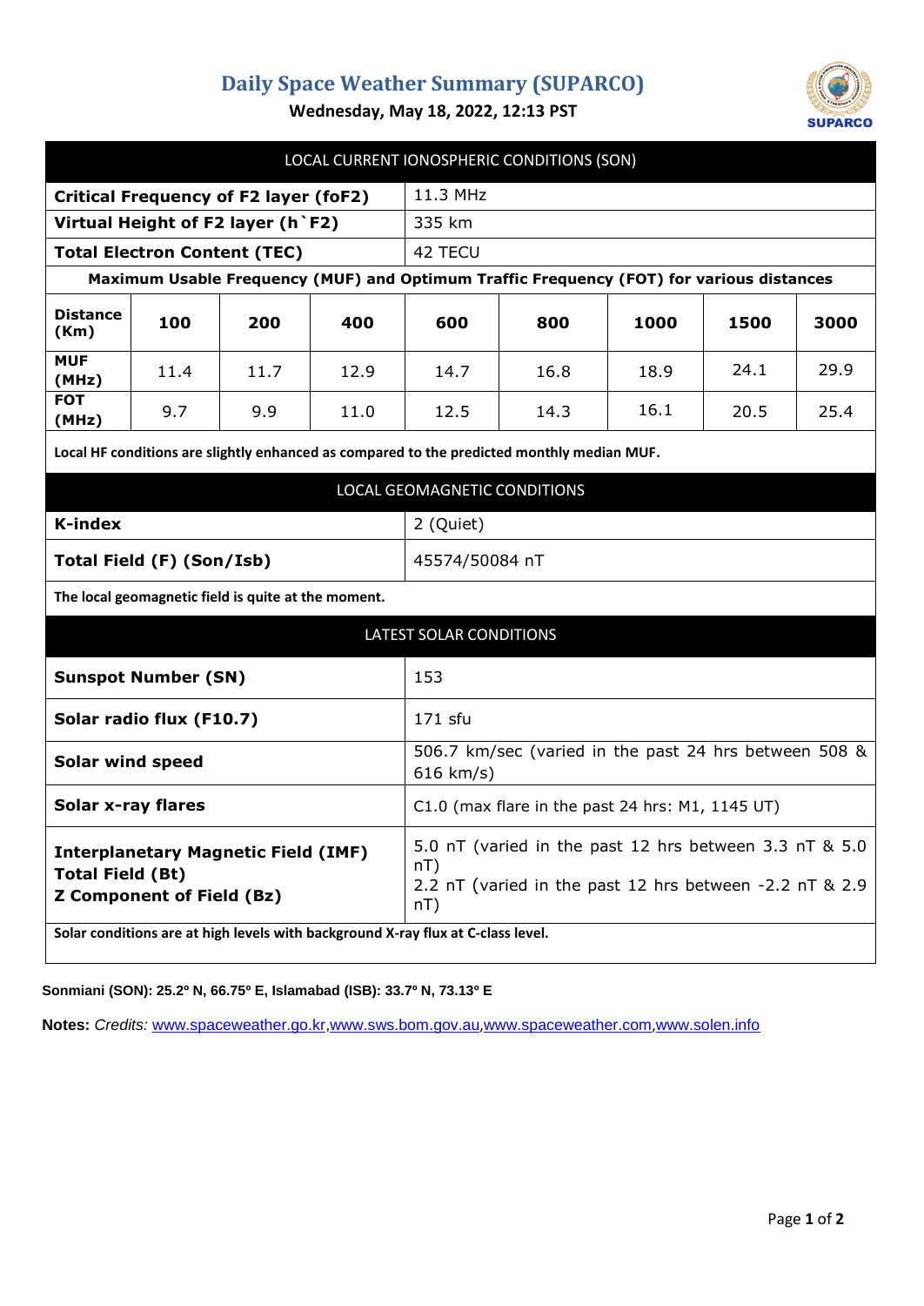# Daily Space Weather Summary (SUPARCO)

**Wednesday, May 18, 2022, 12:13 PST**

## LOCAL CURRENT IONOSPHERIC CONDITIONS (SON)

| Parameter | Value |
|---|---|
| **Critical Frequency of F2 layer (foF2)** | 11.3 MHz |
| **Virtual Height of F2 layer (h`F2)** | 335 km |
| **Total Electron Content (TEC)** | 42 TECU |

**Maximum Usable Frequency (MUF) and Optimum Traffic Frequency (FOT) for various distances**

| Distance (Km) | 100 | 200 | 400 | 600 | 800 | 1000 | 1500 | 3000 |
|---|---|---|---|---|---|---|---|---|
| **MUF (MHz)** | 11.4 | 11.7 | 12.9 | 14.7 | 16.8 | 18.9 | 24.1 | 29.9 |
| **FOT (MHz)** | 9.7 | 9.9 | 11.0 | 12.5 | 14.3 | 16.1 | 20.5 | 25.4 |

**Local HF conditions are slightly enhanced as compared to the predicted monthly median MUF.**

## LOCAL GEOMAGNETIC CONDITIONS

| Parameter | Value |
|---|---|
| **K-index** | 2 (Quiet) |
| **Total Field (F) (Son/Isb)** | 45574/50084 nT |

**The local geomagnetic field is quite at the moment.**

## LATEST SOLAR CONDITIONS

| Parameter | Value |
|---|---|
| **Sunspot Number (SN)** | 153 |
| **Solar radio flux (F10.7)** | 171 sfu |
| **Solar wind speed** | 506.7 km/sec (varied in the past 24 hrs between 508 & 616 km/s) |
| **Solar x-ray flares** | C1.0 (max flare in the past 24 hrs: M1, 1145 UT) |
| **Interplanetary Magnetic Field (IMF) Total Field (Bt)** | 5.0 nT (varied in the past 12 hrs between 3.3 nT & 5.0 nT) |
| **Z Component of Field (Bz)** | 2.2 nT (varied in the past 12 hrs between -2.2 nT & 2.9 nT) |

**Solar conditions are at high levels with background X-ray flux at C-class level.**

**Sonmiani (SON): 25.2º N, 66.75º E, Islamabad (ISB): 33.7º N, 73.13º E**

**Notes:** *Credits:* www.spaceweather.go.kr,www.sws.bom.gov.au,www.spaceweather.com,www.solen.info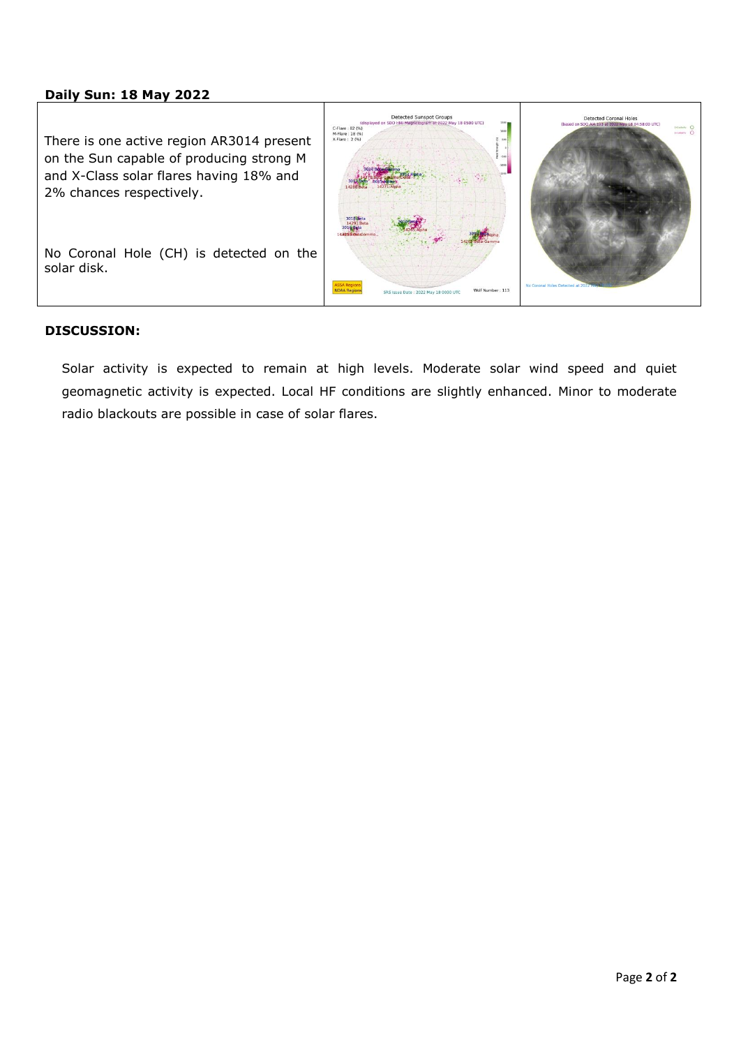**Daily Sun: 18 May 2022**

There is one active region AR3014 present on the Sun capable of producing strong M and X-Class solar flares having 18% and 2% chances respectively.

No Coronal Hole (CH) is detected on the solar disk.

**DISCUSSION:**

Solar activity is expected to remain at high levels. Moderate solar wind speed and quiet geomagnetic activity is expected. Local HF conditions are slightly enhanced. Minor to moderate radio blackouts are possible in case of solar flares.